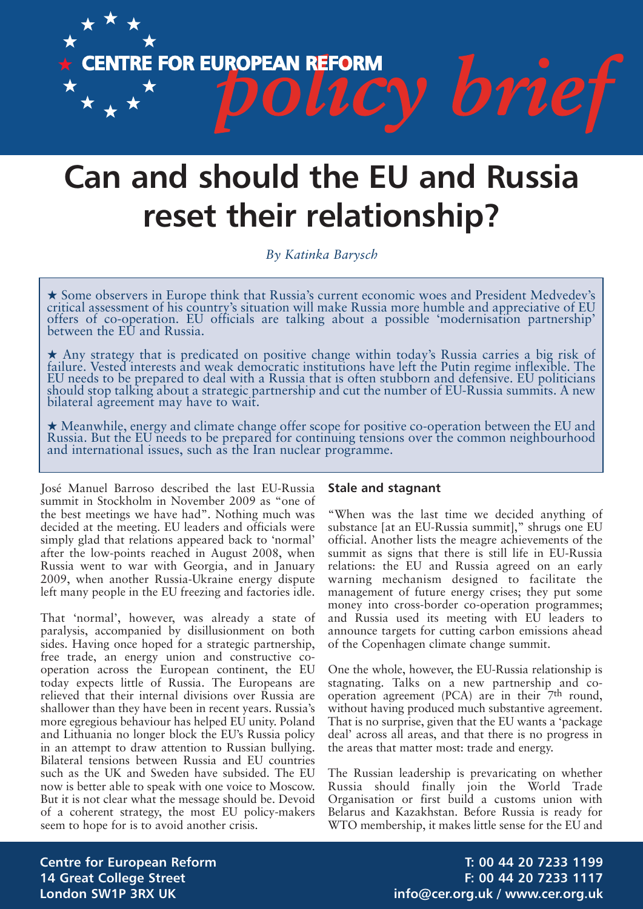CENTRE FOR EUROPEAN REFORM *policy brief*

# Can and should the EU and Russia reset their relationship?

*By Katinka Barysch*

★ Some observers in Europe think that Russia's current economic woes and President Medvedev's critical assessment of his country's situation will make Russia more humble and appreciative of EU offers of co-operation. EU officials are talking about a possible 'modernisation partnership' between the EU and Russia.

★ Any strategy that is predicated on positive change within today's Russia carries a big risk of failure. Vested interests and weak democratic institutions have left the Putin regime inflexible. The EU needs to be prepared to deal with a Russia that is often stubborn and defensive. EU politicians should stop talking about a strategic partnership and cut the number of EU-Russia summits. A new bilateral agreement may have to wait.

★ Meanwhile, energy and climate change offer scope for positive co-operation between the EU and Russia. But the EU needs to be prepared for continuing tensions over the common neighbourhood and international issues, such as the Iran nuclear programme.

José Manuel Barroso described the last EU-Russia summit in Stockholm in November 2009 as "one of the best meetings we have had". Nothing much was decided at the meeting. EU leaders and officials were simply glad that relations appeared back to 'normal' after the low-points reached in August 2008, when Russia went to war with Georgia, and in January 2009, when another Russia-Ukraine energy dispute left many people in the EU freezing and factories idle.

That 'normal', however, was already a state of paralysis, accompanied by disillusionment on both sides. Having once hoped for a strategic partnership, free trade, an energy union and constructive co-operation across the European continent, the EU today expects little of Russia. The Europeans are relieved that their internal divisions over Russia are shallower than they have been in recent years. Russia's more egregious behaviour has helped EU unity. Poland and Lithuania no longer block the EU's Russia policy in an attempt to draw attention to Russian bullying. Bilateral tensions between Russia and EU countries such as the UK and Sweden have subsided. The EU now is better able to speak with one voice to Moscow. But it is not clear what the message should be. Devoid of a coherent strategy, the most EU policy-makers seem to hope for is to avoid another crisis.

## Stale and stagnant

"When was the last time we decided anything of substance [at an EU-Russia summit]," shrugs one EU official. Another lists the meagre achievements of the summit as signs that there is still life in EU-Russia relations: the EU and Russia agreed on an early warning mechanism designed to facilitate the management of future energy crises; they put some money into cross-border co-operation programmes; and Russia used its meeting with EU leaders to announce targets for cutting carbon emissions ahead of the Copenhagen climate change summit.

One the whole, however, the EU-Russia relationship is stagnating. Talks on a new partnership and co-operation agreement (PCA) are in their 7th round, without having produced much substantive agreement. That is no surprise, given that the EU wants a 'package deal' across all areas, and that there is no progress in the areas that matter most: trade and energy.

The Russian leadership is prevaricating on whether Russia should finally join the World Trade Organisation or first build a customs union with Belarus and Kazakhstan. Before Russia is ready for WTO membership, it makes little sense for the EU and

Centre for European Reform
14 Great College Street
London SW1P 3RX UK

T: 00 44 20 7233 1199
F: 00 44 20 7233 1117
info@cer.org.uk / www.cer.org.uk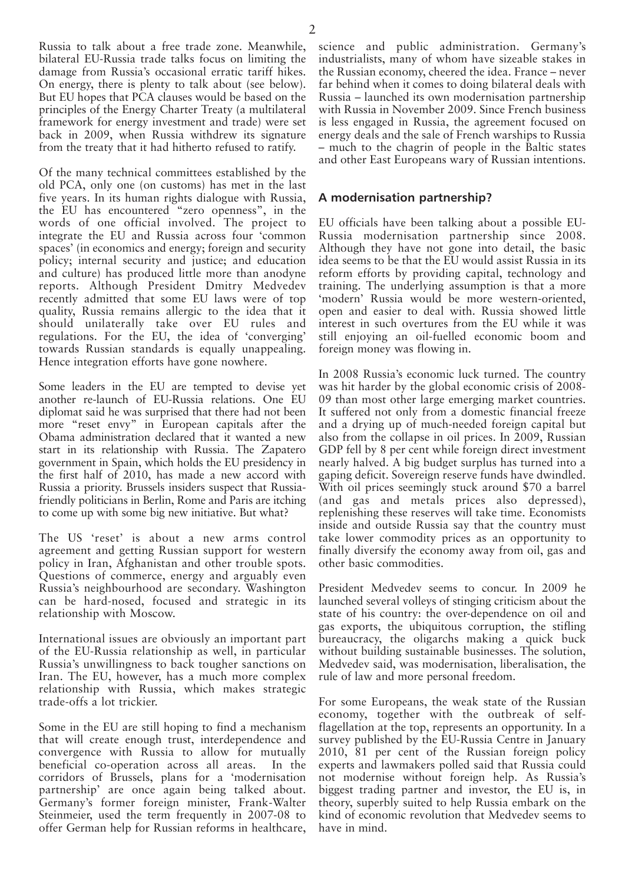Russia to talk about a free trade zone. Meanwhile, bilateral EU-Russia trade talks focus on limiting the damage from Russia's occasional erratic tariff hikes. On energy, there is plenty to talk about (see below). But EU hopes that PCA clauses would be based on the principles of the Energy Charter Treaty (a multilateral framework for energy investment and trade) were set back in 2009, when Russia withdrew its signature from the treaty that it had hitherto refused to ratify.

Of the many technical committees established by the old PCA, only one (on customs) has met in the last five years. In its human rights dialogue with Russia, the EU has encountered "zero openness", in the words of one official involved. The project to integrate the EU and Russia across four 'common spaces' (in economics and energy; foreign and security policy; internal security and justice; and education and culture) has produced little more than anodyne reports. Although President Dmitry Medvedev recently admitted that some EU laws were of top quality, Russia remains allergic to the idea that it should unilaterally take over EU rules and regulations. For the EU, the idea of 'converging' towards Russian standards is equally unappealing. Hence integration efforts have gone nowhere.

Some leaders in the EU are tempted to devise yet another re-launch of EU-Russia relations. One EU diplomat said he was surprised that there had not been more "reset envy" in European capitals after the Obama administration declared that it wanted a new start in its relationship with Russia. The Zapatero government in Spain, which holds the EU presidency in the first half of 2010, has made a new accord with Russia a priority. Brussels insiders suspect that Russia-friendly politicians in Berlin, Rome and Paris are itching to come up with some big new initiative. But what?

The US 'reset' is about a new arms control agreement and getting Russian support for western policy in Iran, Afghanistan and other trouble spots. Questions of commerce, energy and arguably even Russia's neighbourhood are secondary. Washington can be hard-nosed, focused and strategic in its relationship with Moscow.

International issues are obviously an important part of the EU-Russia relationship as well, in particular Russia's unwillingness to back tougher sanctions on Iran. The EU, however, has a much more complex relationship with Russia, which makes strategic trade-offs a lot trickier.

Some in the EU are still hoping to find a mechanism that will create enough trust, interdependence and convergence with Russia to allow for mutually beneficial co-operation across all areas. In the corridors of Brussels, plans for a 'modernisation partnership' are once again being talked about. Germany's former foreign minister, Frank-Walter Steinmeier, used the term frequently in 2007-08 to offer German help for Russian reforms in healthcare, science and public administration. Germany's industrialists, many of whom have sizeable stakes in the Russian economy, cheered the idea. France – never far behind when it comes to doing bilateral deals with Russia – launched its own modernisation partnership with Russia in November 2009. Since French business is less engaged in Russia, the agreement focused on energy deals and the sale of French warships to Russia – much to the chagrin of people in the Baltic states and other East Europeans wary of Russian intentions.

## A modernisation partnership?

EU officials have been talking about a possible EU-Russia modernisation partnership since 2008. Although they have not gone into detail, the basic idea seems to be that the EU would assist Russia in its reform efforts by providing capital, technology and training. The underlying assumption is that a more 'modern' Russia would be more western-oriented, open and easier to deal with. Russia showed little interest in such overtures from the EU while it was still enjoying an oil-fuelled economic boom and foreign money was flowing in.

In 2008 Russia's economic luck turned. The country was hit harder by the global economic crisis of 2008-09 than most other large emerging market countries. It suffered not only from a domestic financial freeze and a drying up of much-needed foreign capital but also from the collapse in oil prices. In 2009, Russian GDP fell by 8 per cent while foreign direct investment nearly halved. A big budget surplus has turned into a gaping deficit. Sovereign reserve funds have dwindled. With oil prices seemingly stuck around $70 a barrel (and gas and metals prices also depressed), replenishing these reserves will take time. Economists inside and outside Russia say that the country must take lower commodity prices as an opportunity to finally diversify the economy away from oil, gas and other basic commodities.

President Medvedev seems to concur. In 2009 he launched several volleys of stinging criticism about the state of his country: the over-dependence on oil and gas exports, the ubiquitous corruption, the stifling bureaucracy, the oligarchs making a quick buck without building sustainable businesses. The solution, Medvedev said, was modernisation, liberalisation, the rule of law and more personal freedom.

For some Europeans, the weak state of the Russian economy, together with the outbreak of self-flagellation at the top, represents an opportunity. In a survey published by the EU-Russia Centre in January 2010, 81 per cent of the Russian foreign policy experts and lawmakers polled said that Russia could not modernise without foreign help. As Russia's biggest trading partner and investor, the EU is, in theory, superbly suited to help Russia embark on the kind of economic revolution that Medvedev seems to have in mind.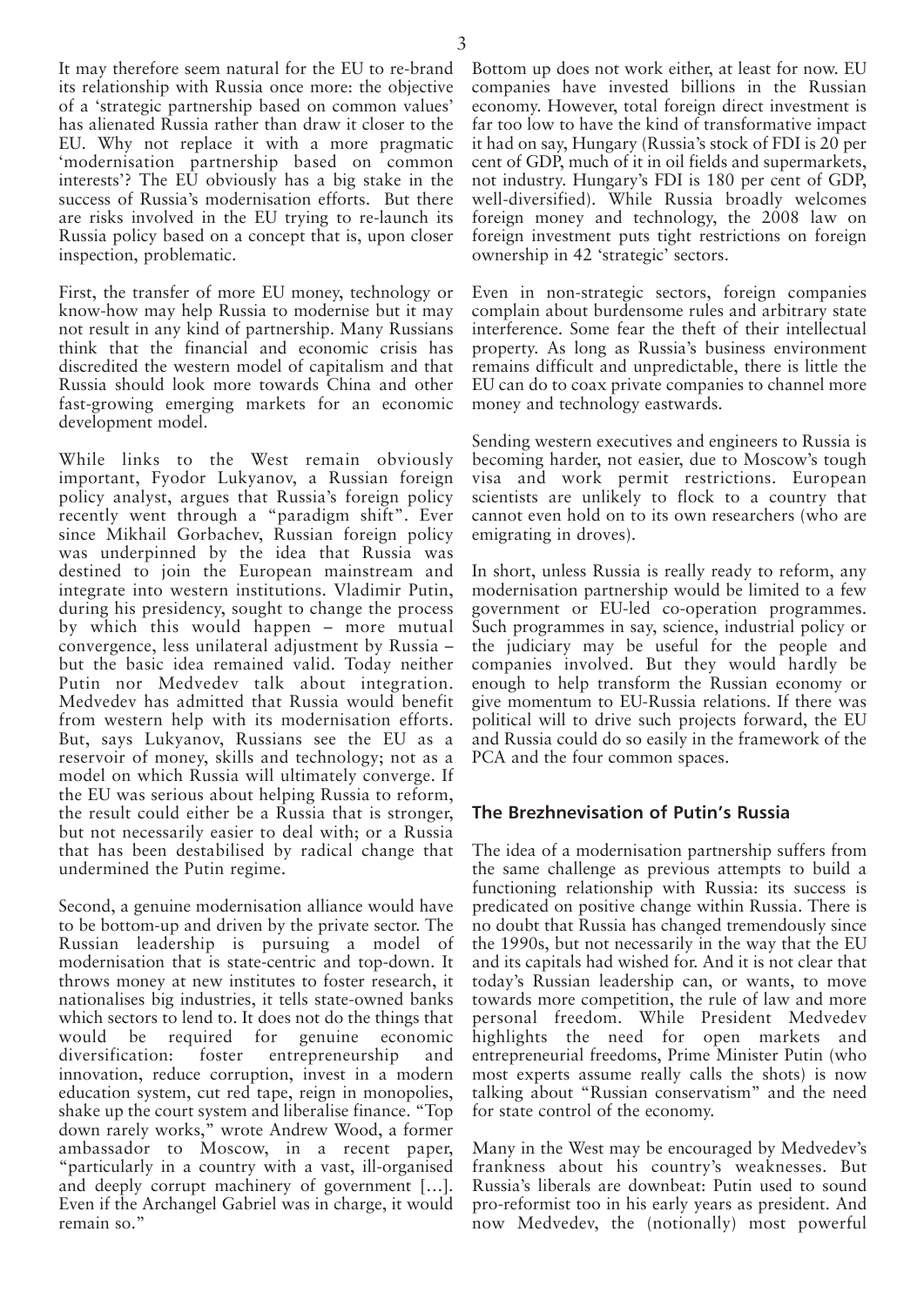It may therefore seem natural for the EU to re-brand its relationship with Russia once more: the objective of a 'strategic partnership based on common values' has alienated Russia rather than draw it closer to the EU. Why not replace it with a more pragmatic 'modernisation partnership based on common interests'? The EU obviously has a big stake in the success of Russia's modernisation efforts. But there are risks involved in the EU trying to re-launch its Russia policy based on a concept that is, upon closer inspection, problematic.

First, the transfer of more EU money, technology or know-how may help Russia to modernise but it may not result in any kind of partnership. Many Russians think that the financial and economic crisis has discredited the western model of capitalism and that Russia should look more towards China and other fast-growing emerging markets for an economic development model.

While links to the West remain obviously important, Fyodor Lukyanov, a Russian foreign policy analyst, argues that Russia's foreign policy recently went through a "paradigm shift". Ever since Mikhail Gorbachev, Russian foreign policy was underpinned by the idea that Russia was destined to join the European mainstream and integrate into western institutions. Vladimir Putin, during his presidency, sought to change the process by which this would happen – more mutual convergence, less unilateral adjustment by Russia – but the basic idea remained valid. Today neither Putin nor Medvedev talk about integration. Medvedev has admitted that Russia would benefit from western help with its modernisation efforts. But, says Lukyanov, Russians see the EU as a reservoir of money, skills and technology; not as a model on which Russia will ultimately converge. If the EU was serious about helping Russia to reform, the result could either be a Russia that is stronger, but not necessarily easier to deal with; or a Russia that has been destabilised by radical change that undermined the Putin regime.

Second, a genuine modernisation alliance would have to be bottom-up and driven by the private sector. The Russian leadership is pursuing a model of modernisation that is state-centric and top-down. It throws money at new institutes to foster research, it nationalises big industries, it tells state-owned banks which sectors to lend to. It does not do the things that would be required for genuine economic diversification: foster entrepreneurship and innovation, reduce corruption, invest in a modern education system, cut red tape, reign in monopolies, shake up the court system and liberalise finance. "Top down rarely works," wrote Andrew Wood, a former ambassador to Moscow, in a recent paper, "particularly in a country with a vast, ill-organised and deeply corrupt machinery of government […]. Even if the Archangel Gabriel was in charge, it would remain so."

Bottom up does not work either, at least for now. EU companies have invested billions in the Russian economy. However, total foreign direct investment is far too low to have the kind of transformative impact it had on say, Hungary (Russia's stock of FDI is 20 per cent of GDP, much of it in oil fields and supermarkets, not industry. Hungary's FDI is 180 per cent of GDP, well-diversified). While Russia broadly welcomes foreign money and technology, the 2008 law on foreign investment puts tight restrictions on foreign ownership in 42 'strategic' sectors.

Even in non-strategic sectors, foreign companies complain about burdensome rules and arbitrary state interference. Some fear the theft of their intellectual property. As long as Russia's business environment remains difficult and unpredictable, there is little the EU can do to coax private companies to channel more money and technology eastwards.

Sending western executives and engineers to Russia is becoming harder, not easier, due to Moscow's tough visa and work permit restrictions. European scientists are unlikely to flock to a country that cannot even hold on to its own researchers (who are emigrating in droves).

In short, unless Russia is really ready to reform, any modernisation partnership would be limited to a few government or EU-led co-operation programmes. Such programmes in say, science, industrial policy or the judiciary may be useful for the people and companies involved. But they would hardly be enough to help transform the Russian economy or give momentum to EU-Russia relations. If there was political will to drive such projects forward, the EU and Russia could do so easily in the framework of the PCA and the four common spaces.

## The Brezhnevisation of Putin's Russia

The idea of a modernisation partnership suffers from the same challenge as previous attempts to build a functioning relationship with Russia: its success is predicated on positive change within Russia. There is no doubt that Russia has changed tremendously since the 1990s, but not necessarily in the way that the EU and its capitals had wished for. And it is not clear that today's Russian leadership can, or wants, to move towards more competition, the rule of law and more personal freedom. While President Medvedev highlights the need for open markets and entrepreneurial freedoms, Prime Minister Putin (who most experts assume really calls the shots) is now talking about "Russian conservatism" and the need for state control of the economy.

Many in the West may be encouraged by Medvedev's frankness about his country's weaknesses. But Russia's liberals are downbeat: Putin used to sound pro-reformist too in his early years as president. And now Medvedev, the (notionally) most powerful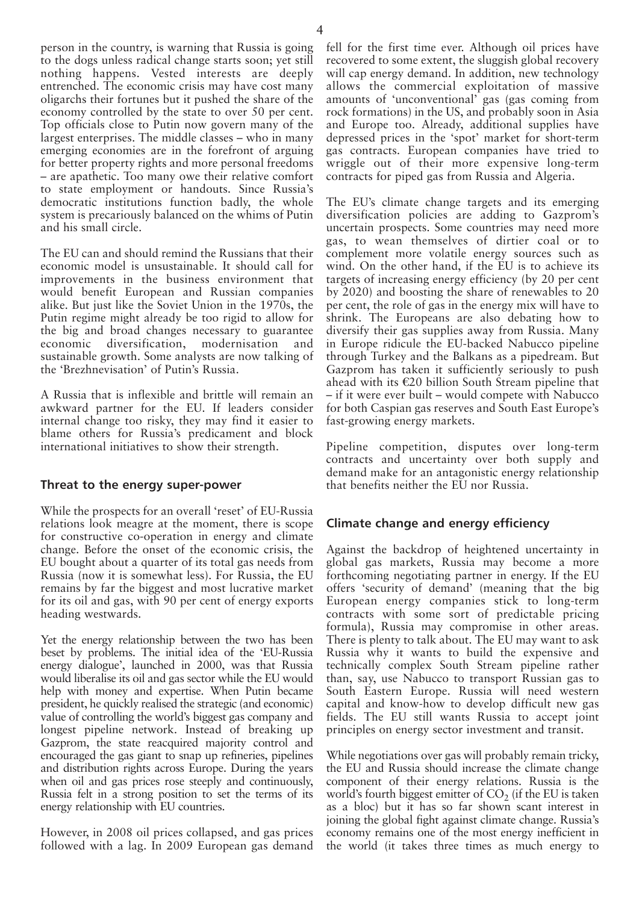person in the country, is warning that Russia is going to the dogs unless radical change starts soon; yet still nothing happens. Vested interests are deeply entrenched. The economic crisis may have cost many oligarchs their fortunes but it pushed the share of the economy controlled by the state to over 50 per cent. Top officials close to Putin now govern many of the largest enterprises. The middle classes – who in many emerging economies are in the forefront of arguing for better property rights and more personal freedoms – are apathetic. Too many owe their relative comfort to state employment or handouts. Since Russia's democratic institutions function badly, the whole system is precariously balanced on the whims of Putin and his small circle.

The EU can and should remind the Russians that their economic model is unsustainable. It should call for improvements in the business environment that would benefit European and Russian companies alike. But just like the Soviet Union in the 1970s, the Putin regime might already be too rigid to allow for the big and broad changes necessary to guarantee economic diversification, modernisation and sustainable growth. Some analysts are now talking of the 'Brezhnevisation' of Putin's Russia.

A Russia that is inflexible and brittle will remain an awkward partner for the EU. If leaders consider internal change too risky, they may find it easier to blame others for Russia's predicament and block international initiatives to show their strength.

## Threat to the energy super-power

While the prospects for an overall 'reset' of EU-Russia relations look meagre at the moment, there is scope for constructive co-operation in energy and climate change. Before the onset of the economic crisis, the EU bought about a quarter of its total gas needs from Russia (now it is somewhat less). For Russia, the EU remains by far the biggest and most lucrative market for its oil and gas, with 90 per cent of energy exports heading westwards.

Yet the energy relationship between the two has been beset by problems. The initial idea of the 'EU-Russia energy dialogue', launched in 2000, was that Russia would liberalise its oil and gas sector while the EU would help with money and expertise. When Putin became president, he quickly realised the strategic (and economic) value of controlling the world's biggest gas company and longest pipeline network. Instead of breaking up Gazprom, the state reacquired majority control and encouraged the gas giant to snap up refineries, pipelines and distribution rights across Europe. During the years when oil and gas prices rose steeply and continuously, Russia felt in a strong position to set the terms of its energy relationship with EU countries.

However, in 2008 oil prices collapsed, and gas prices followed with a lag. In 2009 European gas demand fell for the first time ever. Although oil prices have recovered to some extent, the sluggish global recovery will cap energy demand. In addition, new technology allows the commercial exploitation of massive amounts of 'unconventional' gas (gas coming from rock formations) in the US, and probably soon in Asia and Europe too. Already, additional supplies have depressed prices in the 'spot' market for short-term gas contracts. European companies have tried to wriggle out of their more expensive long-term contracts for piped gas from Russia and Algeria.

The EU's climate change targets and its emerging diversification policies are adding to Gazprom's uncertain prospects. Some countries may need more gas, to wean themselves of dirtier coal or to complement more volatile energy sources such as wind. On the other hand, if the EU is to achieve its targets of increasing energy efficiency (by 20 per cent by 2020) and boosting the share of renewables to 20 per cent, the role of gas in the energy mix will have to shrink. The Europeans are also debating how to diversify their gas supplies away from Russia. Many in Europe ridicule the EU-backed Nabucco pipeline through Turkey and the Balkans as a pipedream. But Gazprom has taken it sufficiently seriously to push ahead with its €20 billion South Stream pipeline that – if it were ever built – would compete with Nabucco for both Caspian gas reserves and South East Europe's fast-growing energy markets.

Pipeline competition, disputes over long-term contracts and uncertainty over both supply and demand make for an antagonistic energy relationship that benefits neither the EU nor Russia.

## Climate change and energy efficiency

Against the backdrop of heightened uncertainty in global gas markets, Russia may become a more forthcoming negotiating partner in energy. If the EU offers 'security of demand' (meaning that the big European energy companies stick to long-term contracts with some sort of predictable pricing formula), Russia may compromise in other areas. There is plenty to talk about. The EU may want to ask Russia why it wants to build the expensive and technically complex South Stream pipeline rather than, say, use Nabucco to transport Russian gas to South Eastern Europe. Russia will need western capital and know-how to develop difficult new gas fields. The EU still wants Russia to accept joint principles on energy sector investment and transit.

While negotiations over gas will probably remain tricky, the EU and Russia should increase the climate change component of their energy relations. Russia is the world's fourth biggest emitter of $CO_2$ (if the EU is taken as a bloc) but it has so far shown scant interest in joining the global fight against climate change. Russia's economy remains one of the most energy inefficient in the world (it takes three times as much energy to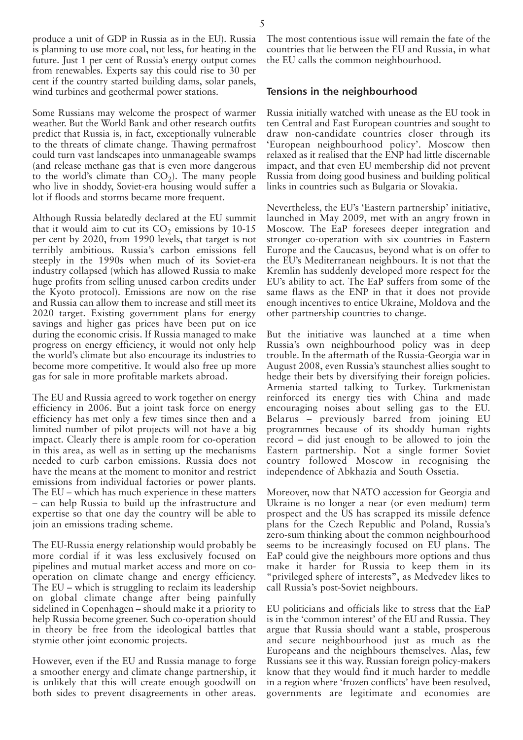produce a unit of GDP in Russia as in the EU). Russia is planning to use more coal, not less, for heating in the future. Just 1 per cent of Russia's energy output comes from renewables. Experts say this could rise to 30 per cent if the country started building dams, solar panels, wind turbines and geothermal power stations.

Some Russians may welcome the prospect of warmer weather. But the World Bank and other research outfits predict that Russia is, in fact, exceptionally vulnerable to the threats of climate change. Thawing permafrost could turn vast landscapes into unmanageable swamps (and release methane gas that is even more dangerous to the world's climate than $CO_2$). The many people who live in shoddy, Soviet-era housing would suffer a lot if floods and storms became more frequent.

Although Russia belatedly declared at the EU summit that it would aim to cut its $CO_2$ emissions by 10-15 per cent by 2020, from 1990 levels, that target is not terribly ambitious. Russia's carbon emissions fell steeply in the 1990s when much of its Soviet-era industry collapsed (which has allowed Russia to make huge profits from selling unused carbon credits under the Kyoto protocol). Emissions are now on the rise and Russia can allow them to increase and still meet its 2020 target. Existing government plans for energy savings and higher gas prices have been put on ice during the economic crisis. If Russia managed to make progress on energy efficiency, it would not only help the world's climate but also encourage its industries to become more competitive. It would also free up more gas for sale in more profitable markets abroad.

The EU and Russia agreed to work together on energy efficiency in 2006. But a joint task force on energy efficiency has met only a few times since then and a limited number of pilot projects will not have a big impact. Clearly there is ample room for co-operation in this area, as well as in setting up the mechanisms needed to curb carbon emissions. Russia does not have the means at the moment to monitor and restrict emissions from individual factories or power plants. The EU – which has much experience in these matters – can help Russia to build up the infrastructure and expertise so that one day the country will be able to join an emissions trading scheme.

The EU-Russia energy relationship would probably be more cordial if it was less exclusively focused on pipelines and mutual market access and more on co-operation on climate change and energy efficiency. The EU – which is struggling to reclaim its leadership on global climate change after being painfully sidelined in Copenhagen – should make it a priority to help Russia become greener. Such co-operation should in theory be free from the ideological battles that stymie other joint economic projects.

However, even if the EU and Russia manage to forge a smoother energy and climate change partnership, it is unlikely that this will create enough goodwill on both sides to prevent disagreements in other areas. The most contentious issue will remain the fate of the countries that lie between the EU and Russia, in what the EU calls the common neighbourhood.

## Tensions in the neighbourhood

Russia initially watched with unease as the EU took in ten Central and East European countries and sought to draw non-candidate countries closer through its 'European neighbourhood policy'. Moscow then relaxed as it realised that the ENP had little discernable impact, and that even EU membership did not prevent Russia from doing good business and building political links in countries such as Bulgaria or Slovakia.

Nevertheless, the EU's 'Eastern partnership' initiative, launched in May 2009, met with an angry frown in Moscow. The EaP foresees deeper integration and stronger co-operation with six countries in Eastern Europe and the Caucasus, beyond what is on offer to the EU's Mediterranean neighbours. It is not that the Kremlin has suddenly developed more respect for the EU's ability to act. The EaP suffers from some of the same flaws as the ENP in that it does not provide enough incentives to entice Ukraine, Moldova and the other partnership countries to change.

But the initiative was launched at a time when Russia's own neighbourhood policy was in deep trouble. In the aftermath of the Russia-Georgia war in August 2008, even Russia's staunchest allies sought to hedge their bets by diversifying their foreign policies. Armenia started talking to Turkey. Turkmenistan reinforced its energy ties with China and made encouraging noises about selling gas to the EU. Belarus – previously barred from joining EU programmes because of its shoddy human rights record – did just enough to be allowed to join the Eastern partnership. Not a single former Soviet country followed Moscow in recognising the independence of Abkhazia and South Ossetia.

Moreover, now that NATO accession for Georgia and Ukraine is no longer a near (or even medium) term prospect and the US has scrapped its missile defence plans for the Czech Republic and Poland, Russia's zero-sum thinking about the common neighbourhood seems to be increasingly focused on EU plans. The EaP could give the neighbours more options and thus make it harder for Russia to keep them in its "privileged sphere of interests", as Medvedev likes to call Russia's post-Soviet neighbours.

EU politicians and officials like to stress that the EaP is in the 'common interest' of the EU and Russia. They argue that Russia should want a stable, prosperous and secure neighbourhood just as much as the Europeans and the neighbours themselves. Alas, few Russians see it this way. Russian foreign policy-makers know that they would find it much harder to meddle in a region where 'frozen conflicts' have been resolved, governments are legitimate and economies are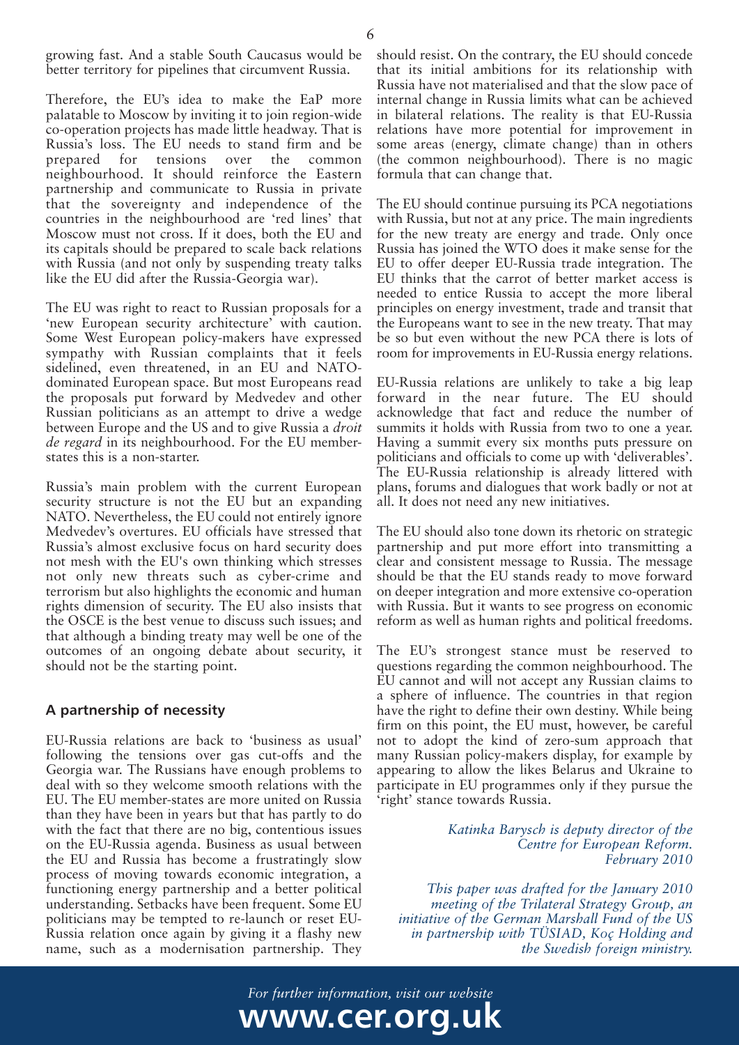growing fast. And a stable South Caucasus would be better territory for pipelines that circumvent Russia.

Therefore, the EU's idea to make the EaP more palatable to Moscow by inviting it to join region-wide co-operation projects has made little headway. That is Russia's loss. The EU needs to stand firm and be prepared for tensions over the common neighbourhood. It should reinforce the Eastern partnership and communicate to Russia in private that the sovereignty and independence of the countries in the neighbourhood are 'red lines' that Moscow must not cross. If it does, both the EU and its capitals should be prepared to scale back relations with Russia (and not only by suspending treaty talks like the EU did after the Russia-Georgia war).

The EU was right to react to Russian proposals for a 'new European security architecture' with caution. Some West European policy-makers have expressed sympathy with Russian complaints that it feels sidelined, even threatened, in an EU and NATO-dominated European space. But most Europeans read the proposals put forward by Medvedev and other Russian politicians as an attempt to drive a wedge between Europe and the US and to give Russia a *droit de regard* in its neighbourhood. For the EU member-states this is a non-starter.

Russia's main problem with the current European security structure is not the EU but an expanding NATO. Nevertheless, the EU could not entirely ignore Medvedev's overtures. EU officials have stressed that Russia's almost exclusive focus on hard security does not mesh with the EU's own thinking which stresses not only new threats such as cyber-crime and terrorism but also highlights the economic and human rights dimension of security. The EU also insists that the OSCE is the best venue to discuss such issues; and that although a binding treaty may well be one of the outcomes of an ongoing debate about security, it should not be the starting point.

## A partnership of necessity

EU-Russia relations are back to 'business as usual' following the tensions over gas cut-offs and the Georgia war. The Russians have enough problems to deal with so they welcome smooth relations with the EU. The EU member-states are more united on Russia than they have been in years but that has partly to do with the fact that there are no big, contentious issues on the EU-Russia agenda. Business as usual between the EU and Russia has become a frustratingly slow process of moving towards economic integration, a functioning energy partnership and a better political understanding. Setbacks have been frequent. Some EU politicians may be tempted to re-launch or reset EU-Russia relation once again by giving it a flashy new name, such as a modernisation partnership. They should resist. On the contrary, the EU should concede that its initial ambitions for its relationship with Russia have not materialised and that the slow pace of internal change in Russia limits what can be achieved in bilateral relations. The reality is that EU-Russia relations have more potential for improvement in some areas (energy, climate change) than in others (the common neighbourhood). There is no magic formula that can change that.

The EU should continue pursuing its PCA negotiations with Russia, but not at any price. The main ingredients for the new treaty are energy and trade. Only once Russia has joined the WTO does it make sense for the EU to offer deeper EU-Russia trade integration. The EU thinks that the carrot of better market access is needed to entice Russia to accept the more liberal principles on energy investment, trade and transit that the Europeans want to see in the new treaty. That may be so but even without the new PCA there is lots of room for improvements in EU-Russia energy relations.

EU-Russia relations are unlikely to take a big leap forward in the near future. The EU should acknowledge that fact and reduce the number of summits it holds with Russia from two to one a year. Having a summit every six months puts pressure on politicians and officials to come up with 'deliverables'. The EU-Russia relationship is already littered with plans, forums and dialogues that work badly or not at all. It does not need any new initiatives.

The EU should also tone down its rhetoric on strategic partnership and put more effort into transmitting a clear and consistent message to Russia. The message should be that the EU stands ready to move forward on deeper integration and more extensive co-operation with Russia. But it wants to see progress on economic reform as well as human rights and political freedoms.

The EU's strongest stance must be reserved to questions regarding the common neighbourhood. The EU cannot and will not accept any Russian claims to a sphere of influence. The countries in that region have the right to define their own destiny. While being firm on this point, the EU must, however, be careful not to adopt the kind of zero-sum approach that many Russian policy-makers display, for example by appearing to allow the likes Belarus and Ukraine to participate in EU programmes only if they pursue the 'right' stance towards Russia.

*Katinka Barysch is deputy director of the Centre for European Reform. February 2010*

*This paper was drafted for the January 2010 meeting of the Trilateral Strategy Group, an initiative of the German Marshall Fund of the US in partnership with TÜSIAD, Koç Holding and the Swedish foreign ministry.*

*For further information, visit our website*
**www.cer.org.uk**